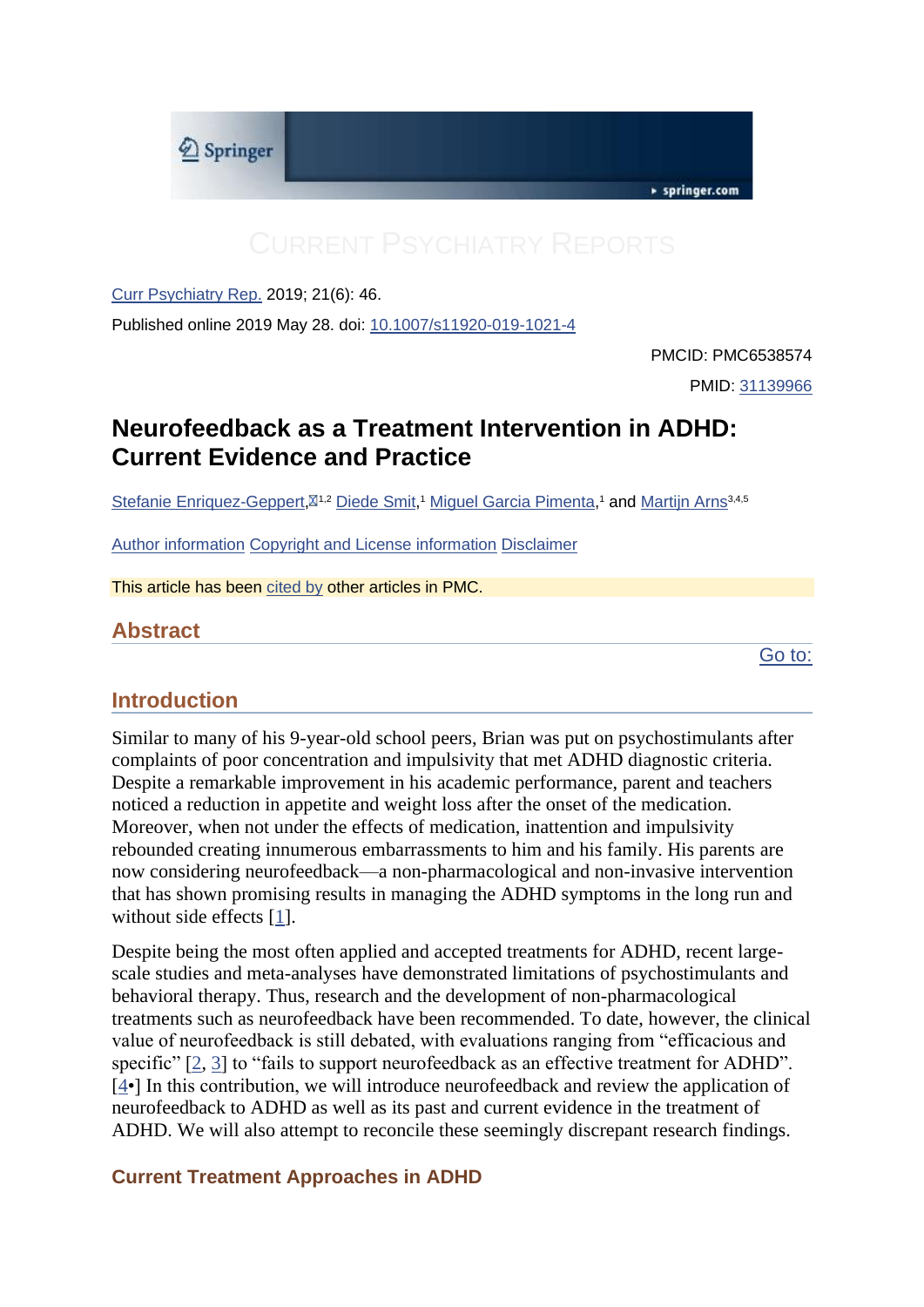Current Psychiatry Reports

Curr Psychiatry Rep. 2019; 21(6): 46.

Published online 2019 May 28. doi: 10.1007/s11920-019-1021-4

PMCID: PMC6538574

PMID: 31139966

# Neurofeedback as a Treatment Intervention in ADHD: Current Evidence and Practice

Stefanie Enriquez-Geppert,[1,2] Diede Smit,[1] Miguel Garcia Pimenta,[1] and Martijn Arns[3,4,5]

Author information Copyright and License information Disclaimer

This article has been cited by other articles in PMC.

## Abstract

## Introduction

Similar to many of his 9-year-old school peers, Brian was put on psychostimulants after complaints of poor concentration and impulsivity that met ADHD diagnostic criteria. Despite a remarkable improvement in his academic performance, parent and teachers noticed a reduction in appetite and weight loss after the onset of the medication. Moreover, when not under the effects of medication, inattention and impulsivity rebounded creating innumerous embarrassments to him and his family. His parents are now considering neurofeedback—a non-pharmacological and non-invasive intervention that has shown promising results in managing the ADHD symptoms in the long run and without side effects [1].

Despite being the most often applied and accepted treatments for ADHD, recent large-scale studies and meta-analyses have demonstrated limitations of psychostimulants and behavioral therapy. Thus, research and the development of non-pharmacological treatments such as neurofeedback have been recommended. To date, however, the clinical value of neurofeedback is still debated, with evaluations ranging from "efficacious and specific" [2, 3] to "fails to support neurofeedback as an effective treatment for ADHD". [4•] In this contribution, we will introduce neurofeedback and review the application of neurofeedback to ADHD as well as its past and current evidence in the treatment of ADHD. We will also attempt to reconcile these seemingly discrepant research findings.

### Current Treatment Approaches in ADHD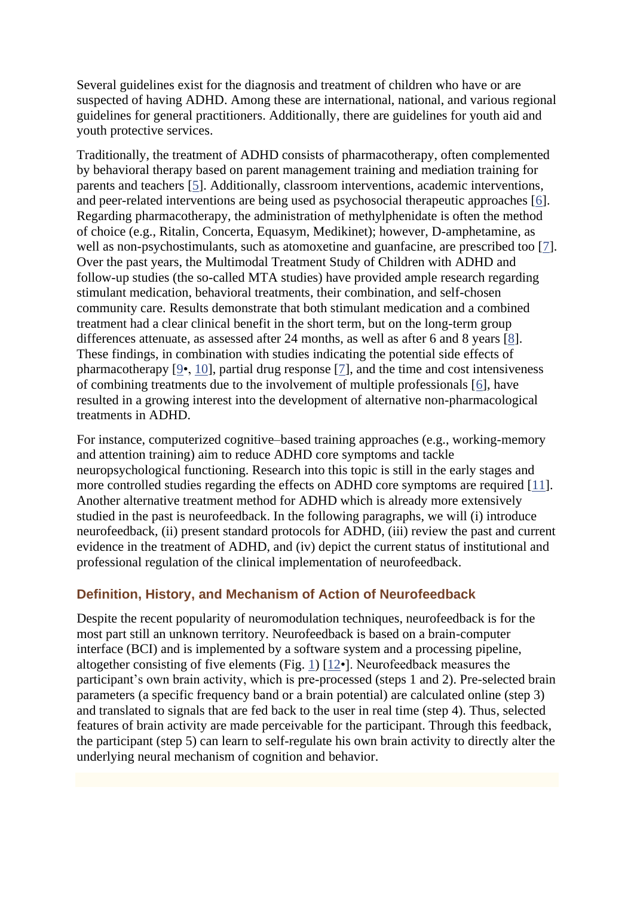Several guidelines exist for the diagnosis and treatment of children who have or are suspected of having ADHD. Among these are international, national, and various regional guidelines for general practitioners. Additionally, there are guidelines for youth aid and youth protective services.

Traditionally, the treatment of ADHD consists of pharmacotherapy, often complemented by behavioral therapy based on parent management training and mediation training for parents and teachers [5]. Additionally, classroom interventions, academic interventions, and peer-related interventions are being used as psychosocial therapeutic approaches [6]. Regarding pharmacotherapy, the administration of methylphenidate is often the method of choice (e.g., Ritalin, Concerta, Equasym, Medikinet); however, D-amphetamine, as well as non-psychostimulants, such as atomoxetine and guanfacine, are prescribed too [7]. Over the past years, the Multimodal Treatment Study of Children with ADHD and follow-up studies (the so-called MTA studies) have provided ample research regarding stimulant medication, behavioral treatments, their combination, and self-chosen community care. Results demonstrate that both stimulant medication and a combined treatment had a clear clinical benefit in the short term, but on the long-term group differences attenuate, as assessed after 24 months, as well as after 6 and 8 years [8]. These findings, in combination with studies indicating the potential side effects of pharmacotherapy [9•, 10], partial drug response [7], and the time and cost intensiveness of combining treatments due to the involvement of multiple professionals [6], have resulted in a growing interest into the development of alternative non-pharmacological treatments in ADHD.

For instance, computerized cognitive–based training approaches (e.g., working-memory and attention training) aim to reduce ADHD core symptoms and tackle neuropsychological functioning. Research into this topic is still in the early stages and more controlled studies regarding the effects on ADHD core symptoms are required [11]. Another alternative treatment method for ADHD which is already more extensively studied in the past is neurofeedback. In the following paragraphs, we will (i) introduce neurofeedback, (ii) present standard protocols for ADHD, (iii) review the past and current evidence in the treatment of ADHD, and (iv) depict the current status of institutional and professional regulation of the clinical implementation of neurofeedback.

## Definition, History, and Mechanism of Action of Neurofeedback

Despite the recent popularity of neuromodulation techniques, neurofeedback is for the most part still an unknown territory. Neurofeedback is based on a brain-computer interface (BCI) and is implemented by a software system and a processing pipeline, altogether consisting of five elements (Fig. 1) [12•]. Neurofeedback measures the participant's own brain activity, which is pre-processed (steps 1 and 2). Pre-selected brain parameters (a specific frequency band or a brain potential) are calculated online (step 3) and translated to signals that are fed back to the user in real time (step 4). Thus, selected features of brain activity are made perceivable for the participant. Through this feedback, the participant (step 5) can learn to self-regulate his own brain activity to directly alter the underlying neural mechanism of cognition and behavior.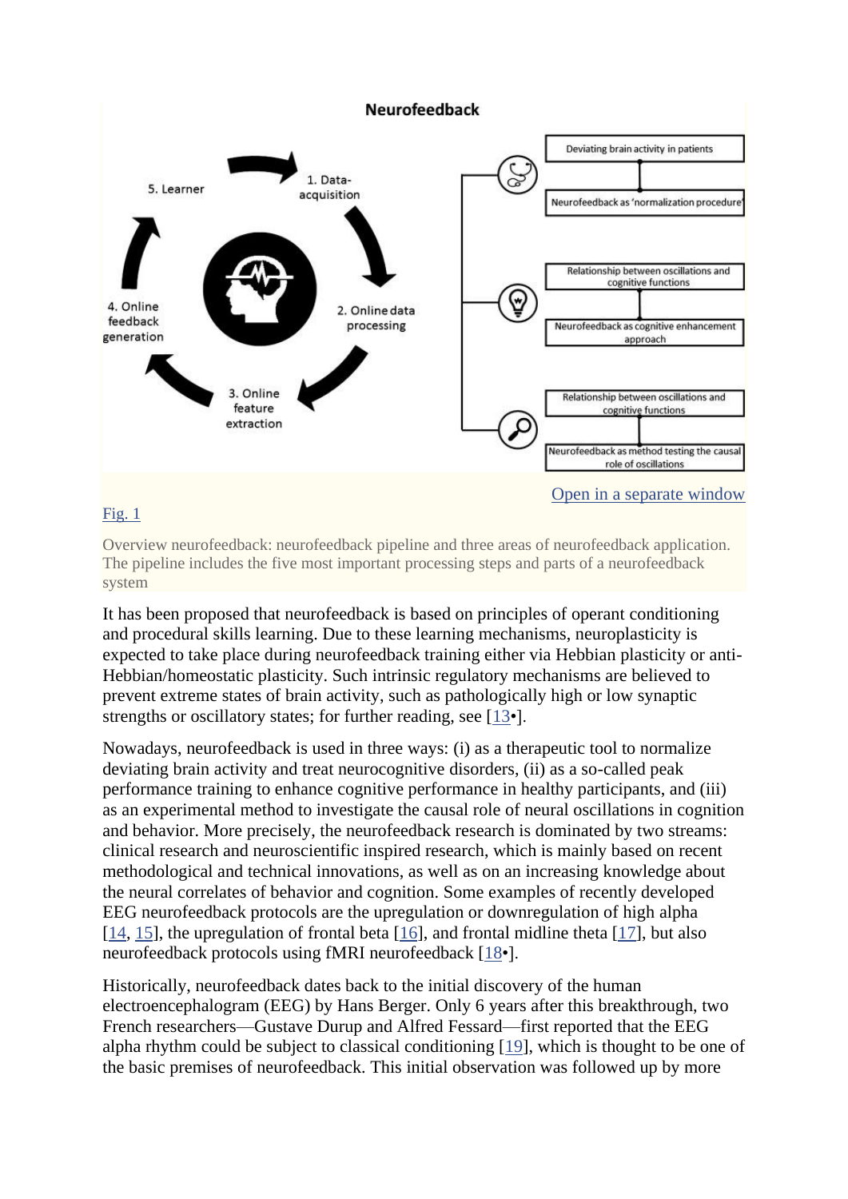Fig. 1

Overview neurofeedback: neurofeedback pipeline and three areas of neurofeedback application. The pipeline includes the five most important processing steps and parts of a neurofeedback system

It has been proposed that neurofeedback is based on principles of operant conditioning and procedural skills learning. Due to these learning mechanisms, neuroplasticity is expected to take place during neurofeedback training either via Hebbian plasticity or anti-Hebbian/homeostatic plasticity. Such intrinsic regulatory mechanisms are believed to prevent extreme states of brain activity, such as pathologically high or low synaptic strengths or oscillatory states; for further reading, see [13•].

Nowadays, neurofeedback is used in three ways: (i) as a therapeutic tool to normalize deviating brain activity and treat neurocognitive disorders, (ii) as a so-called peak performance training to enhance cognitive performance in healthy participants, and (iii) as an experimental method to investigate the causal role of neural oscillations in cognition and behavior. More precisely, the neurofeedback research is dominated by two streams: clinical research and neuroscientific inspired research, which is mainly based on recent methodological and technical innovations, as well as on an increasing knowledge about the neural correlates of behavior and cognition. Some examples of recently developed EEG neurofeedback protocols are the upregulation or downregulation of high alpha [14, 15], the upregulation of frontal beta [16], and frontal midline theta [17], but also neurofeedback protocols using fMRI neurofeedback [18•].

Historically, neurofeedback dates back to the initial discovery of the human electroencephalogram (EEG) by Hans Berger. Only 6 years after this breakthrough, two French researchers—Gustave Durup and Alfred Fessard—first reported that the EEG alpha rhythm could be subject to classical conditioning [19], which is thought to be one of the basic premises of neurofeedback. This initial observation was followed up by more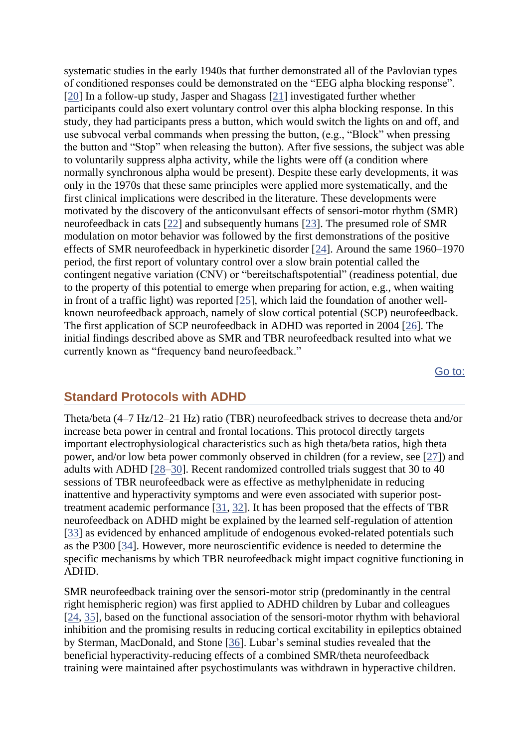systematic studies in the early 1940s that further demonstrated all of the Pavlovian types of conditioned responses could be demonstrated on the “EEG alpha blocking response”. [20] In a follow-up study, Jasper and Shagass [21] investigated further whether participants could also exert voluntary control over this alpha blocking response. In this study, they had participants press a button, which would switch the lights on and off, and use subvocal verbal commands when pressing the button, (e.g., “Block” when pressing the button and “Stop” when releasing the button). After five sessions, the subject was able to voluntarily suppress alpha activity, while the lights were off (a condition where normally synchronous alpha would be present). Despite these early developments, it was only in the 1970s that these same principles were applied more systematically, and the first clinical implications were described in the literature. These developments were motivated by the discovery of the anticonvulsant effects of sensori-motor rhythm (SMR) neurofeedback in cats [22] and subsequently humans [23]. The presumed role of SMR modulation on motor behavior was followed by the first demonstrations of the positive effects of SMR neurofeedback in hyperkinetic disorder [24]. Around the same 1960–1970 period, the first report of voluntary control over a slow brain potential called the contingent negative variation (CNV) or “bereitschaftspotential” (readiness potential, due to the property of this potential to emerge when preparing for action, e.g., when waiting in front of a traffic light) was reported [25], which laid the foundation of another well-known neurofeedback approach, namely of slow cortical potential (SCP) neurofeedback. The first application of SCP neurofeedback in ADHD was reported in 2004 [26]. The initial findings described above as SMR and TBR neurofeedback resulted into what we currently known as “frequency band neurofeedback.”

## Standard Protocols with ADHD

Theta/beta (4–7 Hz/12–21 Hz) ratio (TBR) neurofeedback strives to decrease theta and/or increase beta power in central and frontal locations. This protocol directly targets important electrophysiological characteristics such as high theta/beta ratios, high theta power, and/or low beta power commonly observed in children (for a review, see [27]) and adults with ADHD [28–30]. Recent randomized controlled trials suggest that 30 to 40 sessions of TBR neurofeedback were as effective as methylphenidate in reducing inattentive and hyperactivity symptoms and were even associated with superior post-treatment academic performance [31, 32]. It has been proposed that the effects of TBR neurofeedback on ADHD might be explained by the learned self-regulation of attention [33] as evidenced by enhanced amplitude of endogenous evoked-related potentials such as the P300 [34]. However, more neuroscientific evidence is needed to determine the specific mechanisms by which TBR neurofeedback might impact cognitive functioning in ADHD.

SMR neurofeedback training over the sensori-motor strip (predominantly in the central right hemispheric region) was first applied to ADHD children by Lubar and colleagues [24, 35], based on the functional association of the sensori-motor rhythm with behavioral inhibition and the promising results in reducing cortical excitability in epileptics obtained by Sterman, MacDonald, and Stone [36]. Lubar’s seminal studies revealed that the beneficial hyperactivity-reducing effects of a combined SMR/theta neurofeedback training were maintained after psychostimulants was withdrawn in hyperactive children.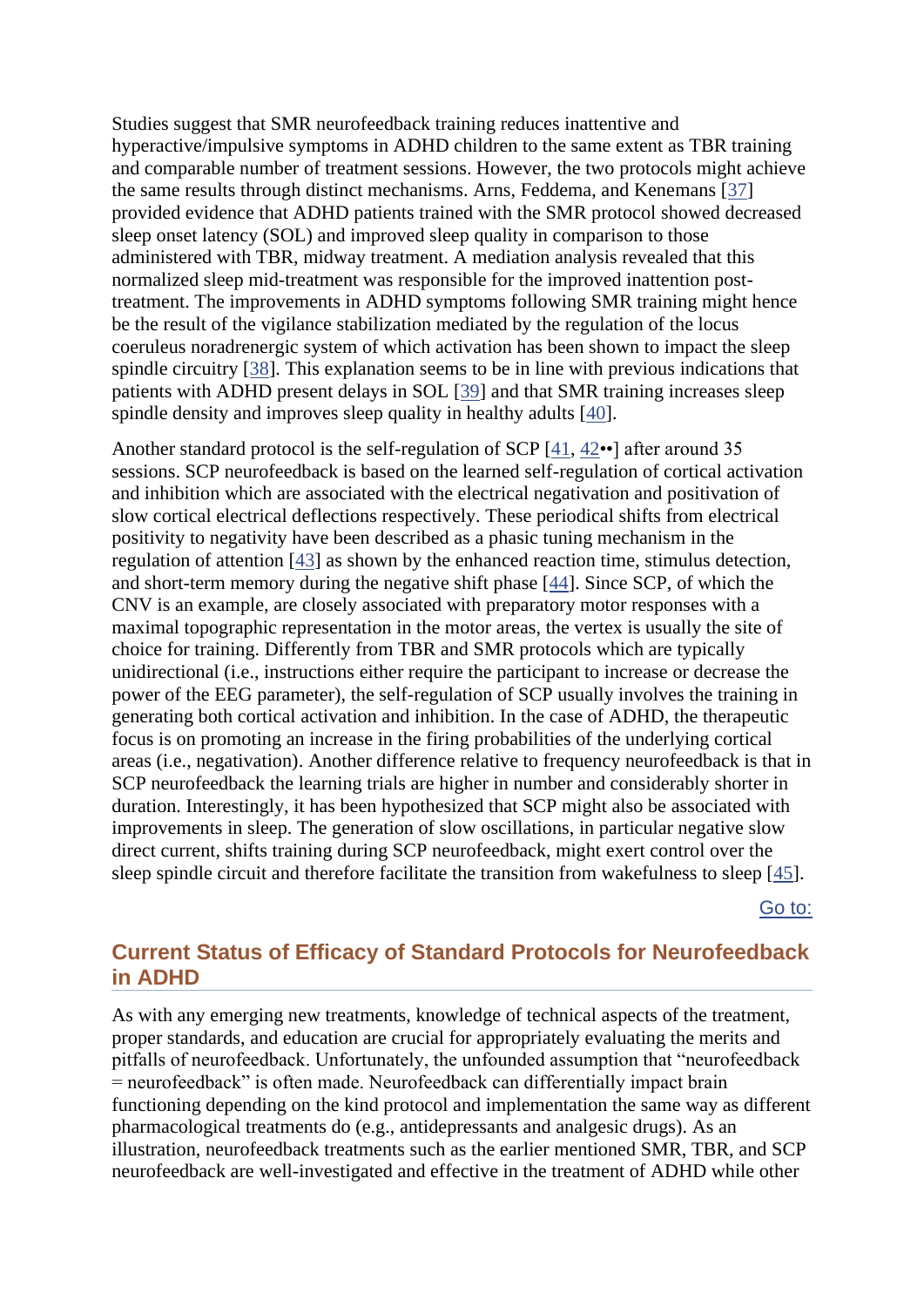Studies suggest that SMR neurofeedback training reduces inattentive and hyperactive/impulsive symptoms in ADHD children to the same extent as TBR training and comparable number of treatment sessions. However, the two protocols might achieve the same results through distinct mechanisms. Arns, Feddema, and Kenemans [37] provided evidence that ADHD patients trained with the SMR protocol showed decreased sleep onset latency (SOL) and improved sleep quality in comparison to those administered with TBR, midway treatment. A mediation analysis revealed that this normalized sleep mid-treatment was responsible for the improved inattention post-treatment. The improvements in ADHD symptoms following SMR training might hence be the result of the vigilance stabilization mediated by the regulation of the locus coeruleus noradrenergic system of which activation has been shown to impact the sleep spindle circuitry [38]. This explanation seems to be in line with previous indications that patients with ADHD present delays in SOL [39] and that SMR training increases sleep spindle density and improves sleep quality in healthy adults [40].

Another standard protocol is the self-regulation of SCP [41, 42••] after around 35 sessions. SCP neurofeedback is based on the learned self-regulation of cortical activation and inhibition which are associated with the electrical negativation and positivation of slow cortical electrical deflections respectively. These periodical shifts from electrical positivity to negativity have been described as a phasic tuning mechanism in the regulation of attention [43] as shown by the enhanced reaction time, stimulus detection, and short-term memory during the negative shift phase [44]. Since SCP, of which the CNV is an example, are closely associated with preparatory motor responses with a maximal topographic representation in the motor areas, the vertex is usually the site of choice for training. Differently from TBR and SMR protocols which are typically unidirectional (i.e., instructions either require the participant to increase or decrease the power of the EEG parameter), the self-regulation of SCP usually involves the training in generating both cortical activation and inhibition. In the case of ADHD, the therapeutic focus is on promoting an increase in the firing probabilities of the underlying cortical areas (i.e., negativation). Another difference relative to frequency neurofeedback is that in SCP neurofeedback the learning trials are higher in number and considerably shorter in duration. Interestingly, it has been hypothesized that SCP might also be associated with improvements in sleep. The generation of slow oscillations, in particular negative slow direct current, shifts training during SCP neurofeedback, might exert control over the sleep spindle circuit and therefore facilitate the transition from wakefulness to sleep [45].

## Current Status of Efficacy of Standard Protocols for Neurofeedback in ADHD

As with any emerging new treatments, knowledge of technical aspects of the treatment, proper standards, and education are crucial for appropriately evaluating the merits and pitfalls of neurofeedback. Unfortunately, the unfounded assumption that “neurofeedback = neurofeedback” is often made. Neurofeedback can differentially impact brain functioning depending on the kind protocol and implementation the same way as different pharmacological treatments do (e.g., antidepressants and analgesic drugs). As an illustration, neurofeedback treatments such as the earlier mentioned SMR, TBR, and SCP neurofeedback are well-investigated and effective in the treatment of ADHD while other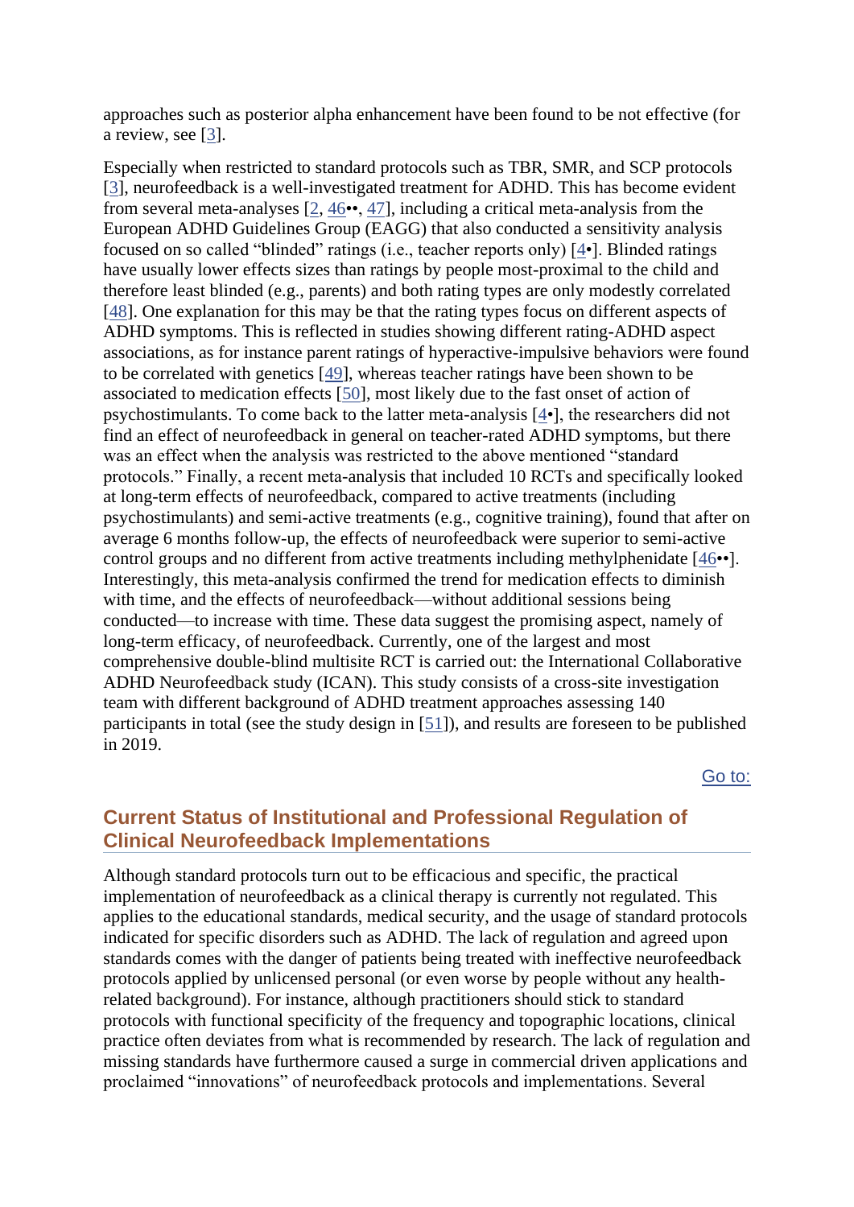approaches such as posterior alpha enhancement have been found to be not effective (for a review, see [3].

Especially when restricted to standard protocols such as TBR, SMR, and SCP protocols [3], neurofeedback is a well-investigated treatment for ADHD. This has become evident from several meta-analyses [2, 46••, 47], including a critical meta-analysis from the European ADHD Guidelines Group (EAGG) that also conducted a sensitivity analysis focused on so called "blinded" ratings (i.e., teacher reports only) [4•]. Blinded ratings have usually lower effects sizes than ratings by people most-proximal to the child and therefore least blinded (e.g., parents) and both rating types are only modestly correlated [48]. One explanation for this may be that the rating types focus on different aspects of ADHD symptoms. This is reflected in studies showing different rating-ADHD aspect associations, as for instance parent ratings of hyperactive-impulsive behaviors were found to be correlated with genetics [49], whereas teacher ratings have been shown to be associated to medication effects [50], most likely due to the fast onset of action of psychostimulants. To come back to the latter meta-analysis [4•], the researchers did not find an effect of neurofeedback in general on teacher-rated ADHD symptoms, but there was an effect when the analysis was restricted to the above mentioned "standard protocols." Finally, a recent meta-analysis that included 10 RCTs and specifically looked at long-term effects of neurofeedback, compared to active treatments (including psychostimulants) and semi-active treatments (e.g., cognitive training), found that after on average 6 months follow-up, the effects of neurofeedback were superior to semi-active control groups and no different from active treatments including methylphenidate [46••]. Interestingly, this meta-analysis confirmed the trend for medication effects to diminish with time, and the effects of neurofeedback—without additional sessions being conducted—to increase with time. These data suggest the promising aspect, namely of long-term efficacy, of neurofeedback. Currently, one of the largest and most comprehensive double-blind multisite RCT is carried out: the International Collaborative ADHD Neurofeedback study (ICAN). This study consists of a cross-site investigation team with different background of ADHD treatment approaches assessing 140 participants in total (see the study design in [51]), and results are foreseen to be published in 2019.

## Current Status of Institutional and Professional Regulation of Clinical Neurofeedback Implementations

Although standard protocols turn out to be efficacious and specific, the practical implementation of neurofeedback as a clinical therapy is currently not regulated. This applies to the educational standards, medical security, and the usage of standard protocols indicated for specific disorders such as ADHD. The lack of regulation and agreed upon standards comes with the danger of patients being treated with ineffective neurofeedback protocols applied by unlicensed personal (or even worse by people without any health-related background). For instance, although practitioners should stick to standard protocols with functional specificity of the frequency and topographic locations, clinical practice often deviates from what is recommended by research. The lack of regulation and missing standards have furthermore caused a surge in commercial driven applications and proclaimed "innovations" of neurofeedback protocols and implementations. Several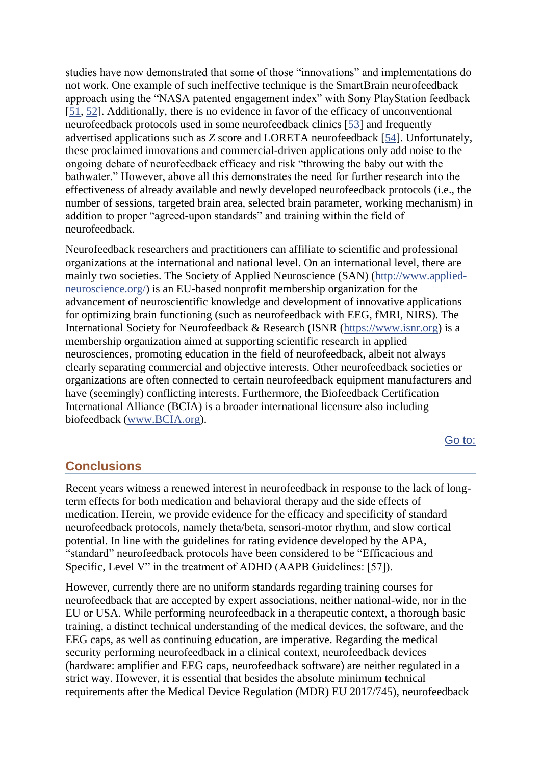studies have now demonstrated that some of those "innovations" and implementations do not work. One example of such ineffective technique is the SmartBrain neurofeedback approach using the "NASA patented engagement index" with Sony PlayStation feedback [51, 52]. Additionally, there is no evidence in favor of the efficacy of unconventional neurofeedback protocols used in some neurofeedback clinics [53] and frequently advertised applications such as *Z* score and LORETA neurofeedback [54]. Unfortunately, these proclaimed innovations and commercial-driven applications only add noise to the ongoing debate of neurofeedback efficacy and risk "throwing the baby out with the bathwater." However, above all this demonstrates the need for further research into the effectiveness of already available and newly developed neurofeedback protocols (i.e., the number of sessions, targeted brain area, selected brain parameter, working mechanism) in addition to proper "agreed-upon standards" and training within the field of neurofeedback.

Neurofeedback researchers and practitioners can affiliate to scientific and professional organizations at the international and national level. On an international level, there are mainly two societies. The Society of Applied Neuroscience (SAN) (http://www.applied-neuroscience.org/) is an EU-based nonprofit membership organization for the advancement of neuroscientific knowledge and development of innovative applications for optimizing brain functioning (such as neurofeedback with EEG, fMRI, NIRS). The International Society for Neurofeedback & Research (ISNR (https://www.isnr.org) is a membership organization aimed at supporting scientific research in applied neurosciences, promoting education in the field of neurofeedback, albeit not always clearly separating commercial and objective interests. Other neurofeedback societies or organizations are often connected to certain neurofeedback equipment manufacturers and have (seemingly) conflicting interests. Furthermore, the Biofeedback Certification International Alliance (BCIA) is a broader international licensure also including biofeedback (www.BCIA.org).

## Conclusions

Recent years witness a renewed interest in neurofeedback in response to the lack of long-term effects for both medication and behavioral therapy and the side effects of medication. Herein, we provide evidence for the efficacy and specificity of standard neurofeedback protocols, namely theta/beta, sensori-motor rhythm, and slow cortical potential. In line with the guidelines for rating evidence developed by the APA, "standard" neurofeedback protocols have been considered to be "Efficacious and Specific, Level V" in the treatment of ADHD (AAPB Guidelines: [57]).

However, currently there are no uniform standards regarding training courses for neurofeedback that are accepted by expert associations, neither national-wide, nor in the EU or USA. While performing neurofeedback in a therapeutic context, a thorough basic training, a distinct technical understanding of the medical devices, the software, and the EEG caps, as well as continuing education, are imperative. Regarding the medical security performing neurofeedback in a clinical context, neurofeedback devices (hardware: amplifier and EEG caps, neurofeedback software) are neither regulated in a strict way. However, it is essential that besides the absolute minimum technical requirements after the Medical Device Regulation (MDR) EU 2017/745), neurofeedback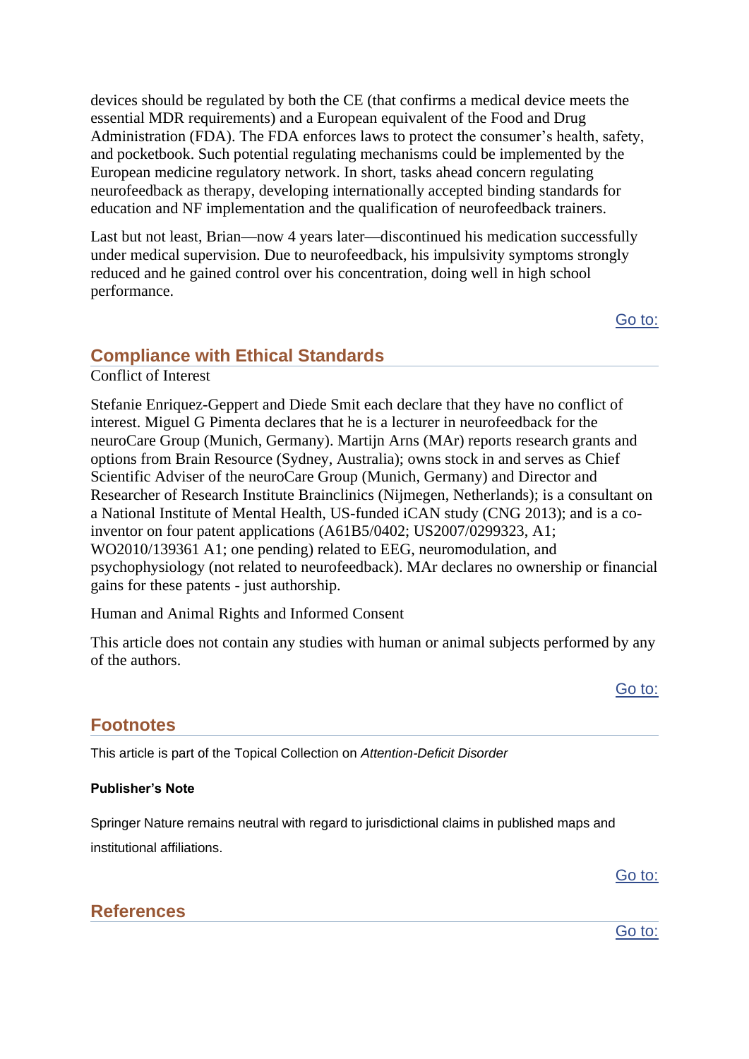devices should be regulated by both the CE (that confirms a medical device meets the essential MDR requirements) and a European equivalent of the Food and Drug Administration (FDA). The FDA enforces laws to protect the consumer's health, safety, and pocketbook. Such potential regulating mechanisms could be implemented by the European medicine regulatory network. In short, tasks ahead concern regulating neurofeedback as therapy, developing internationally accepted binding standards for education and NF implementation and the qualification of neurofeedback trainers.

Last but not least, Brian—now 4 years later—discontinued his medication successfully under medical supervision. Due to neurofeedback, his impulsivity symptoms strongly reduced and he gained control over his concentration, doing well in high school performance.

## Compliance with Ethical Standards

Conflict of Interest

Stefanie Enriquez-Geppert and Diede Smit each declare that they have no conflict of interest. Miguel G Pimenta declares that he is a lecturer in neurofeedback for the neuroCare Group (Munich, Germany). Martijn Arns (MAr) reports research grants and options from Brain Resource (Sydney, Australia); owns stock in and serves as Chief Scientific Adviser of the neuroCare Group (Munich, Germany) and Director and Researcher of Research Institute Brainclinics (Nijmegen, Netherlands); is a consultant on a National Institute of Mental Health, US-funded iCAN study (CNG 2013); and is a co-inventor on four patent applications (A61B5/0402; US2007/0299323, A1; WO2010/139361 A1; one pending) related to EEG, neuromodulation, and psychophysiology (not related to neurofeedback). MAr declares no ownership or financial gains for these patents - just authorship.

Human and Animal Rights and Informed Consent

This article does not contain any studies with human or animal subjects performed by any of the authors.

## Footnotes

This article is part of the Topical Collection on *Attention-Deficit Disorder*

**Publisher's Note**

Springer Nature remains neutral with regard to jurisdictional claims in published maps and institutional affiliations.

## References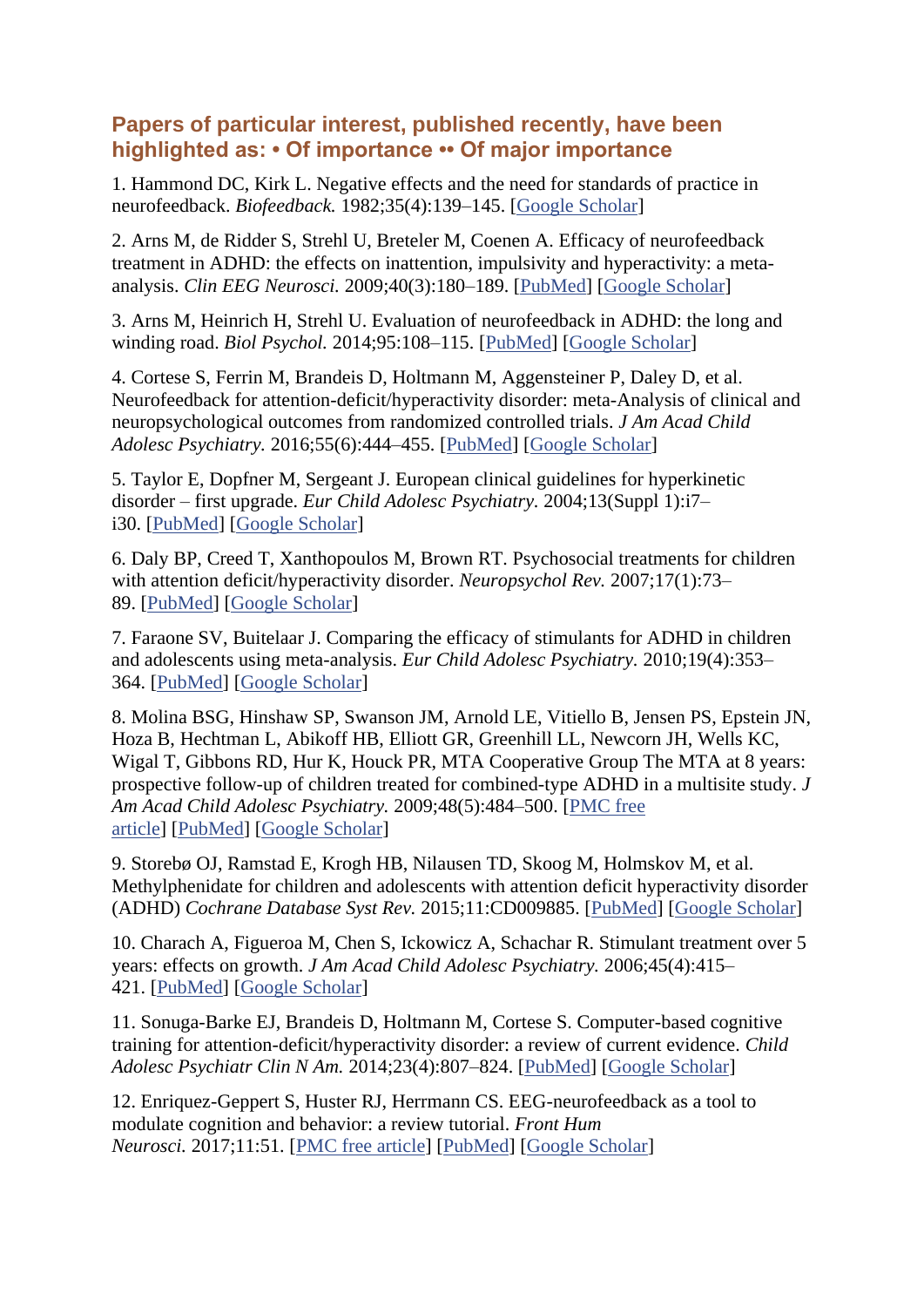### Papers of particular interest, published recently, have been highlighted as: • Of importance •• Of major importance

1. Hammond DC, Kirk L. Negative effects and the need for standards of practice in neurofeedback. *Biofeedback.* 1982;35(4):139–145. [Google Scholar]

2. Arns M, de Ridder S, Strehl U, Breteler M, Coenen A. Efficacy of neurofeedback treatment in ADHD: the effects on inattention, impulsivity and hyperactivity: a meta-analysis. *Clin EEG Neurosci.* 2009;40(3):180–189. [PubMed] [Google Scholar]

3. Arns M, Heinrich H, Strehl U. Evaluation of neurofeedback in ADHD: the long and winding road. *Biol Psychol.* 2014;95:108–115. [PubMed] [Google Scholar]

4. Cortese S, Ferrin M, Brandeis D, Holtmann M, Aggensteiner P, Daley D, et al. Neurofeedback for attention-deficit/hyperactivity disorder: meta-Analysis of clinical and neuropsychological outcomes from randomized controlled trials. *J Am Acad Child Adolesc Psychiatry.* 2016;55(6):444–455. [PubMed] [Google Scholar]

5. Taylor E, Dopfner M, Sergeant J. European clinical guidelines for hyperkinetic disorder – first upgrade. *Eur Child Adolesc Psychiatry.* 2004;13(Suppl 1):i7–i30. [PubMed] [Google Scholar]

6. Daly BP, Creed T, Xanthopoulos M, Brown RT. Psychosocial treatments for children with attention deficit/hyperactivity disorder. *Neuropsychol Rev.* 2007;17(1):73–89. [PubMed] [Google Scholar]

7. Faraone SV, Buitelaar J. Comparing the efficacy of stimulants for ADHD in children and adolescents using meta-analysis. *Eur Child Adolesc Psychiatry.* 2010;19(4):353–364. [PubMed] [Google Scholar]

8. Molina BSG, Hinshaw SP, Swanson JM, Arnold LE, Vitiello B, Jensen PS, Epstein JN, Hoza B, Hechtman L, Abikoff HB, Elliott GR, Greenhill LL, Newcorn JH, Wells KC, Wigal T, Gibbons RD, Hur K, Houck PR, MTA Cooperative Group The MTA at 8 years: prospective follow-up of children treated for combined-type ADHD in a multisite study. *J Am Acad Child Adolesc Psychiatry.* 2009;48(5):484–500. [PMC free article] [PubMed] [Google Scholar]

9. Storebø OJ, Ramstad E, Krogh HB, Nilausen TD, Skoog M, Holmskov M, et al. Methylphenidate for children and adolescents with attention deficit hyperactivity disorder (ADHD) *Cochrane Database Syst Rev.* 2015;11:CD009885. [PubMed] [Google Scholar]

10. Charach A, Figueroa M, Chen S, Ickowicz A, Schachar R. Stimulant treatment over 5 years: effects on growth. *J Am Acad Child Adolesc Psychiatry.* 2006;45(4):415–421. [PubMed] [Google Scholar]

11. Sonuga-Barke EJ, Brandeis D, Holtmann M, Cortese S. Computer-based cognitive training for attention-deficit/hyperactivity disorder: a review of current evidence. *Child Adolesc Psychiatr Clin N Am.* 2014;23(4):807–824. [PubMed] [Google Scholar]

12. Enriquez-Geppert S, Huster RJ, Herrmann CS. EEG-neurofeedback as a tool to modulate cognition and behavior: a review tutorial. *Front Hum Neurosci.* 2017;11:51. [PMC free article] [PubMed] [Google Scholar]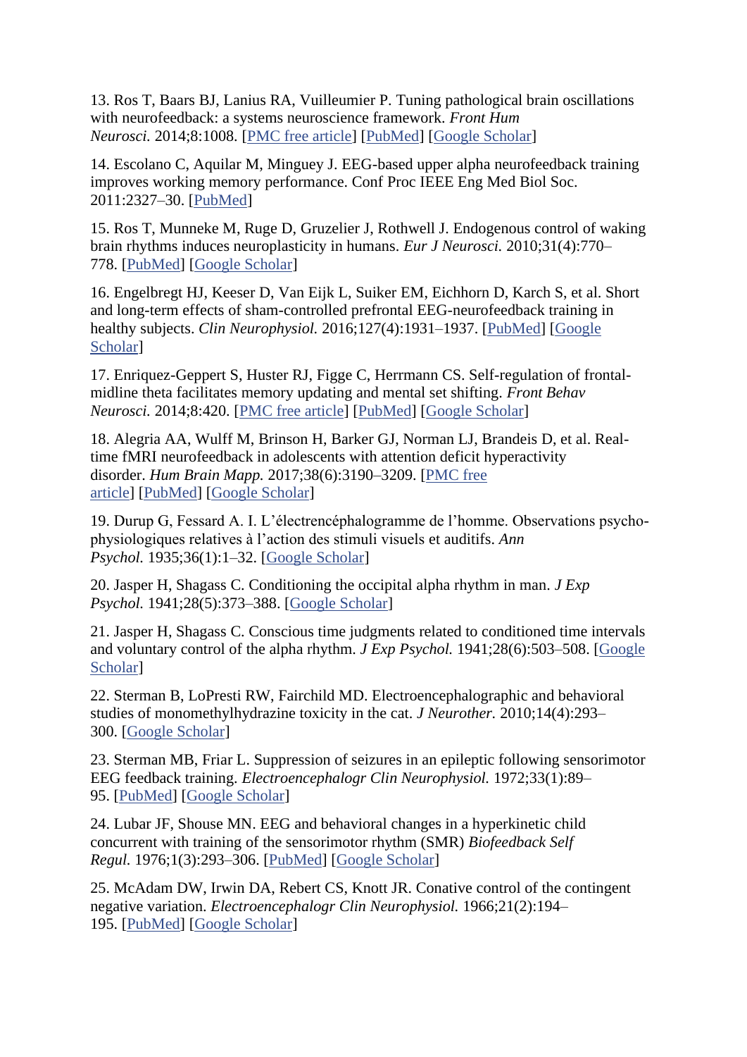13. Ros T, Baars BJ, Lanius RA, Vuilleumier P. Tuning pathological brain oscillations with neurofeedback: a systems neuroscience framework. *Front Hum Neurosci.* 2014;8:1008. [PMC free article] [PubMed] [Google Scholar]

14. Escolano C, Aquilar M, Minguey J. EEG-based upper alpha neurofeedback training improves working memory performance. Conf Proc IEEE Eng Med Biol Soc. 2011:2327–30. [PubMed]

15. Ros T, Munneke M, Ruge D, Gruzelier J, Rothwell J. Endogenous control of waking brain rhythms induces neuroplasticity in humans. *Eur J Neurosci.* 2010;31(4):770–778. [PubMed] [Google Scholar]

16. Engelbregt HJ, Keeser D, Van Eijk L, Suiker EM, Eichhorn D, Karch S, et al. Short and long-term effects of sham-controlled prefrontal EEG-neurofeedback training in healthy subjects. *Clin Neurophysiol.* 2016;127(4):1931–1937. [PubMed] [Google Scholar]

17. Enriquez-Geppert S, Huster RJ, Figge C, Herrmann CS. Self-regulation of frontal-midline theta facilitates memory updating and mental set shifting. *Front Behav Neurosci.* 2014;8:420. [PMC free article] [PubMed] [Google Scholar]

18. Alegria AA, Wulff M, Brinson H, Barker GJ, Norman LJ, Brandeis D, et al. Real-time fMRI neurofeedback in adolescents with attention deficit hyperactivity disorder. *Hum Brain Mapp.* 2017;38(6):3190–3209. [PMC free article] [PubMed] [Google Scholar]

19. Durup G, Fessard A. I. L'électrencéphalogramme de l'homme. Observations psycho-physiologiques relatives à l'action des stimuli visuels et auditifs. *Ann Psychol.* 1935;36(1):1–32. [Google Scholar]

20. Jasper H, Shagass C. Conditioning the occipital alpha rhythm in man. *J Exp Psychol.* 1941;28(5):373–388. [Google Scholar]

21. Jasper H, Shagass C. Conscious time judgments related to conditioned time intervals and voluntary control of the alpha rhythm. *J Exp Psychol.* 1941;28(6):503–508. [Google Scholar]

22. Sterman B, LoPresti RW, Fairchild MD. Electroencephalographic and behavioral studies of monomethylhydrazine toxicity in the cat. *J Neurother.* 2010;14(4):293–300. [Google Scholar]

23. Sterman MB, Friar L. Suppression of seizures in an epileptic following sensorimotor EEG feedback training. *Electroencephalogr Clin Neurophysiol.* 1972;33(1):89–95. [PubMed] [Google Scholar]

24. Lubar JF, Shouse MN. EEG and behavioral changes in a hyperkinetic child concurrent with training of the sensorimotor rhythm (SMR) *Biofeedback Self Regul.* 1976;1(3):293–306. [PubMed] [Google Scholar]

25. McAdam DW, Irwin DA, Rebert CS, Knott JR. Conative control of the contingent negative variation. *Electroencephalogr Clin Neurophysiol.* 1966;21(2):194–195. [PubMed] [Google Scholar]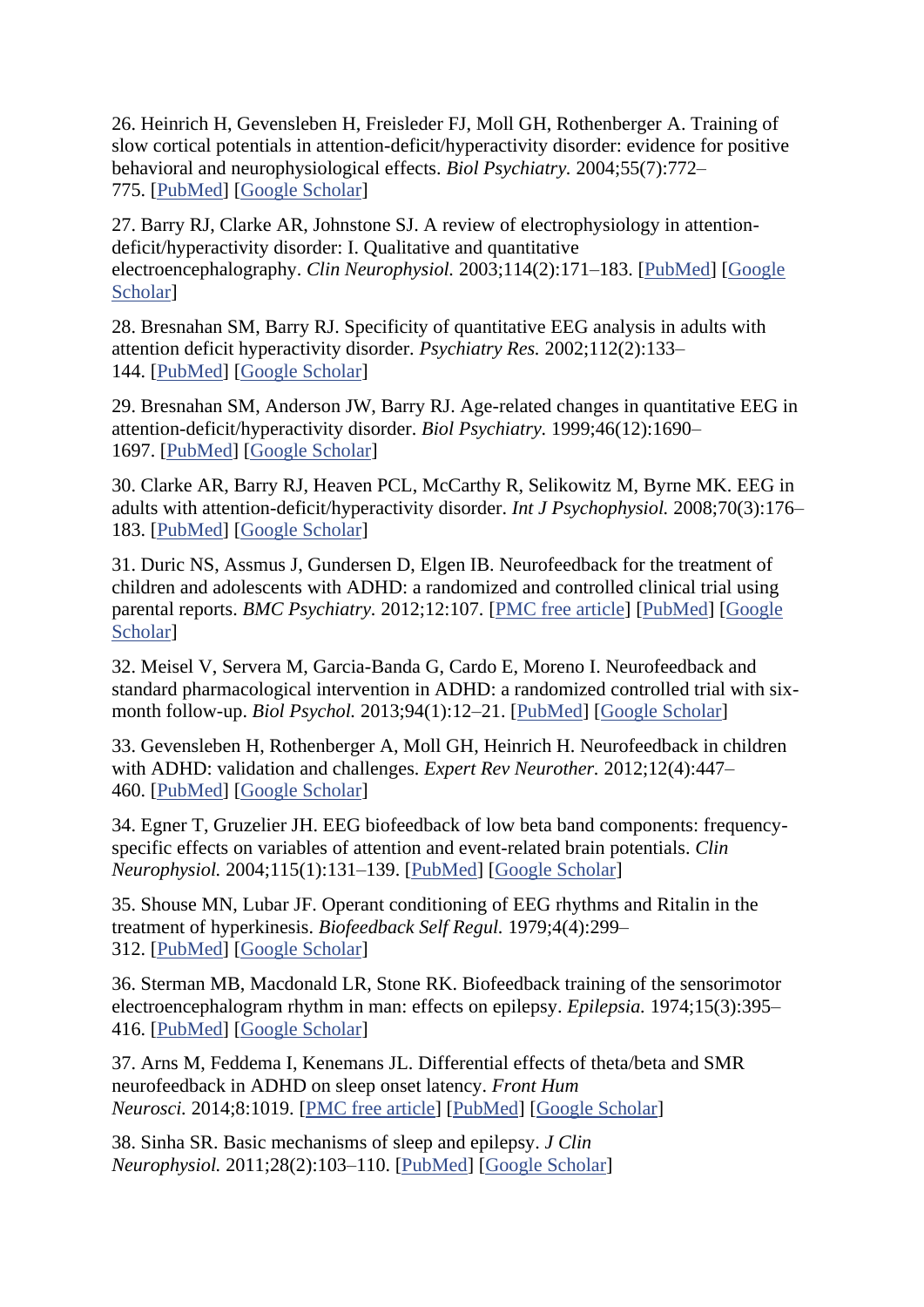26. Heinrich H, Gevensleben H, Freisleder FJ, Moll GH, Rothenberger A. Training of slow cortical potentials in attention-deficit/hyperactivity disorder: evidence for positive behavioral and neurophysiological effects. *Biol Psychiatry.* 2004;55(7):772–775. [PubMed] [Google Scholar]

27. Barry RJ, Clarke AR, Johnstone SJ. A review of electrophysiology in attention-deficit/hyperactivity disorder: I. Qualitative and quantitative electroencephalography. *Clin Neurophysiol.* 2003;114(2):171–183. [PubMed] [Google Scholar]

28. Bresnahan SM, Barry RJ. Specificity of quantitative EEG analysis in adults with attention deficit hyperactivity disorder. *Psychiatry Res.* 2002;112(2):133–144. [PubMed] [Google Scholar]

29. Bresnahan SM, Anderson JW, Barry RJ. Age-related changes in quantitative EEG in attention-deficit/hyperactivity disorder. *Biol Psychiatry.* 1999;46(12):1690–1697. [PubMed] [Google Scholar]

30. Clarke AR, Barry RJ, Heaven PCL, McCarthy R, Selikowitz M, Byrne MK. EEG in adults with attention-deficit/hyperactivity disorder. *Int J Psychophysiol.* 2008;70(3):176–183. [PubMed] [Google Scholar]

31. Duric NS, Assmus J, Gundersen D, Elgen IB. Neurofeedback for the treatment of children and adolescents with ADHD: a randomized and controlled clinical trial using parental reports. *BMC Psychiatry.* 2012;12:107. [PMC free article] [PubMed] [Google Scholar]

32. Meisel V, Servera M, Garcia-Banda G, Cardo E, Moreno I. Neurofeedback and standard pharmacological intervention in ADHD: a randomized controlled trial with six-month follow-up. *Biol Psychol.* 2013;94(1):12–21. [PubMed] [Google Scholar]

33. Gevensleben H, Rothenberger A, Moll GH, Heinrich H. Neurofeedback in children with ADHD: validation and challenges. *Expert Rev Neurother.* 2012;12(4):447–460. [PubMed] [Google Scholar]

34. Egner T, Gruzelier JH. EEG biofeedback of low beta band components: frequency-specific effects on variables of attention and event-related brain potentials. *Clin Neurophysiol.* 2004;115(1):131–139. [PubMed] [Google Scholar]

35. Shouse MN, Lubar JF. Operant conditioning of EEG rhythms and Ritalin in the treatment of hyperkinesis. *Biofeedback Self Regul.* 1979;4(4):299–312. [PubMed] [Google Scholar]

36. Sterman MB, Macdonald LR, Stone RK. Biofeedback training of the sensorimotor electroencephalogram rhythm in man: effects on epilepsy. *Epilepsia.* 1974;15(3):395–416. [PubMed] [Google Scholar]

37. Arns M, Feddema I, Kenemans JL. Differential effects of theta/beta and SMR neurofeedback in ADHD on sleep onset latency. *Front Hum Neurosci.* 2014;8:1019. [PMC free article] [PubMed] [Google Scholar]

38. Sinha SR. Basic mechanisms of sleep and epilepsy. *J Clin Neurophysiol.* 2011;28(2):103–110. [PubMed] [Google Scholar]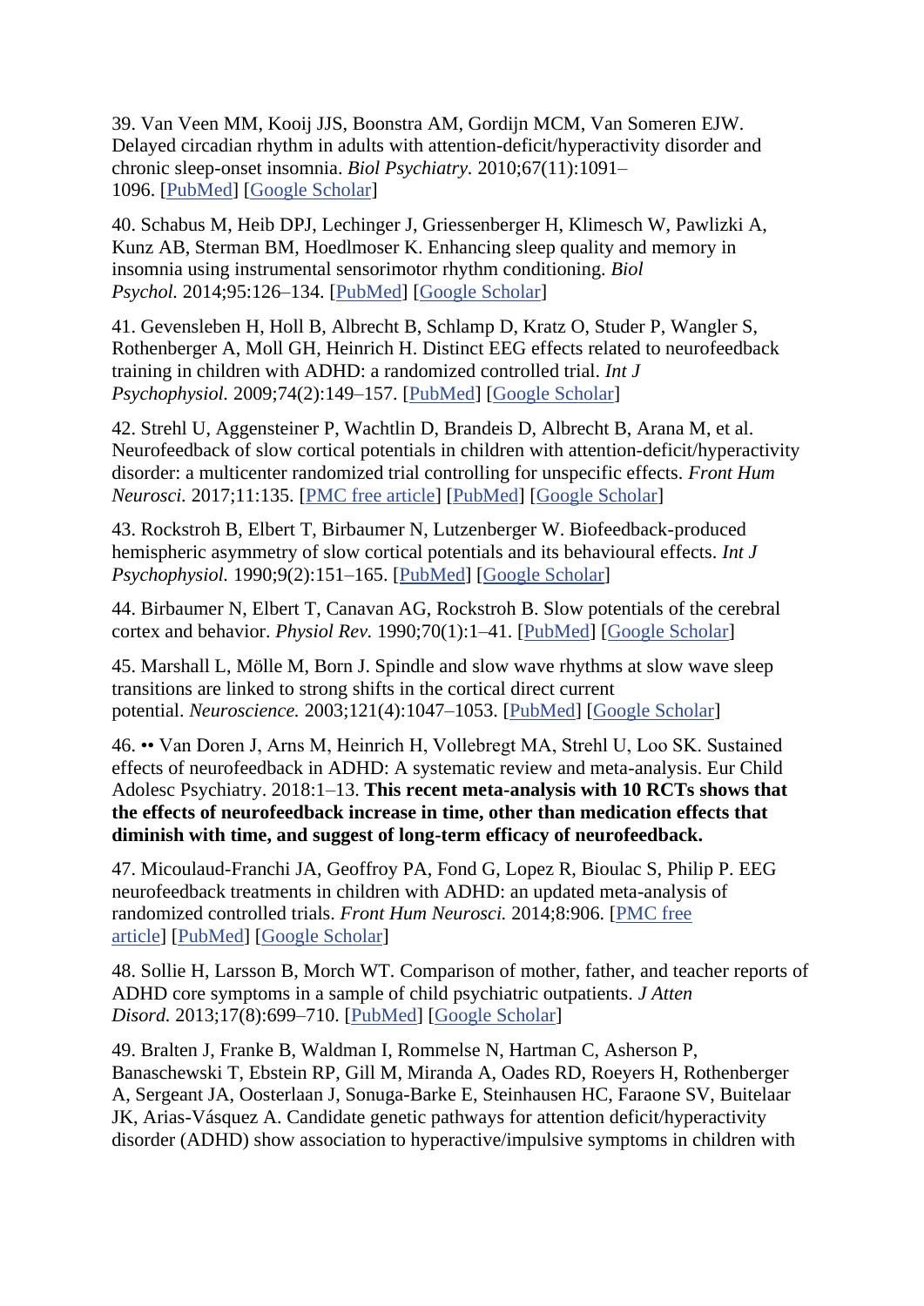39. Van Veen MM, Kooij JJS, Boonstra AM, Gordijn MCM, Van Someren EJW. Delayed circadian rhythm in adults with attention-deficit/hyperactivity disorder and chronic sleep-onset insomnia. *Biol Psychiatry.* 2010;67(11):1091–1096. [PubMed] [Google Scholar]

40. Schabus M, Heib DPJ, Lechinger J, Griessenberger H, Klimesch W, Pawlizki A, Kunz AB, Sterman BM, Hoedlmoser K. Enhancing sleep quality and memory in insomnia using instrumental sensorimotor rhythm conditioning. *Biol Psychol.* 2014;95:126–134. [PubMed] [Google Scholar]

41. Gevensleben H, Holl B, Albrecht B, Schlamp D, Kratz O, Studer P, Wangler S, Rothenberger A, Moll GH, Heinrich H. Distinct EEG effects related to neurofeedback training in children with ADHD: a randomized controlled trial. *Int J Psychophysiol.* 2009;74(2):149–157. [PubMed] [Google Scholar]

42. Strehl U, Aggensteiner P, Wachtlin D, Brandeis D, Albrecht B, Arana M, et al. Neurofeedback of slow cortical potentials in children with attention-deficit/hyperactivity disorder: a multicenter randomized trial controlling for unspecific effects. *Front Hum Neurosci.* 2017;11:135. [PMC free article] [PubMed] [Google Scholar]

43. Rockstroh B, Elbert T, Birbaumer N, Lutzenberger W. Biofeedback-produced hemispheric asymmetry of slow cortical potentials and its behavioural effects. *Int J Psychophysiol.* 1990;9(2):151–165. [PubMed] [Google Scholar]

44. Birbaumer N, Elbert T, Canavan AG, Rockstroh B. Slow potentials of the cerebral cortex and behavior. *Physiol Rev.* 1990;70(1):1–41. [PubMed] [Google Scholar]

45. Marshall L, Mölle M, Born J. Spindle and slow wave rhythms at slow wave sleep transitions are linked to strong shifts in the cortical direct current potential. *Neuroscience.* 2003;121(4):1047–1053. [PubMed] [Google Scholar]

46. •• Van Doren J, Arns M, Heinrich H, Vollebregt MA, Strehl U, Loo SK. Sustained effects of neurofeedback in ADHD: A systematic review and meta-analysis. Eur Child Adolesc Psychiatry. 2018:1–13. **This recent meta-analysis with 10 RCTs shows that the effects of neurofeedback increase in time, other than medication effects that diminish with time, and suggest of long-term efficacy of neurofeedback.**

47. Micoulaud-Franchi JA, Geoffroy PA, Fond G, Lopez R, Bioulac S, Philip P. EEG neurofeedback treatments in children with ADHD: an updated meta-analysis of randomized controlled trials. *Front Hum Neurosci.* 2014;8:906. [PMC free article] [PubMed] [Google Scholar]

48. Sollie H, Larsson B, Morch WT. Comparison of mother, father, and teacher reports of ADHD core symptoms in a sample of child psychiatric outpatients. *J Atten Disord.* 2013;17(8):699–710. [PubMed] [Google Scholar]

49. Bralten J, Franke B, Waldman I, Rommelse N, Hartman C, Asherson P, Banaschewski T, Ebstein RP, Gill M, Miranda A, Oades RD, Roeyers H, Rothenberger A, Sergeant JA, Oosterlaan J, Sonuga-Barke E, Steinhausen HC, Faraone SV, Buitelaar JK, Arias-Vásquez A. Candidate genetic pathways for attention deficit/hyperactivity disorder (ADHD) show association to hyperactive/impulsive symptoms in children with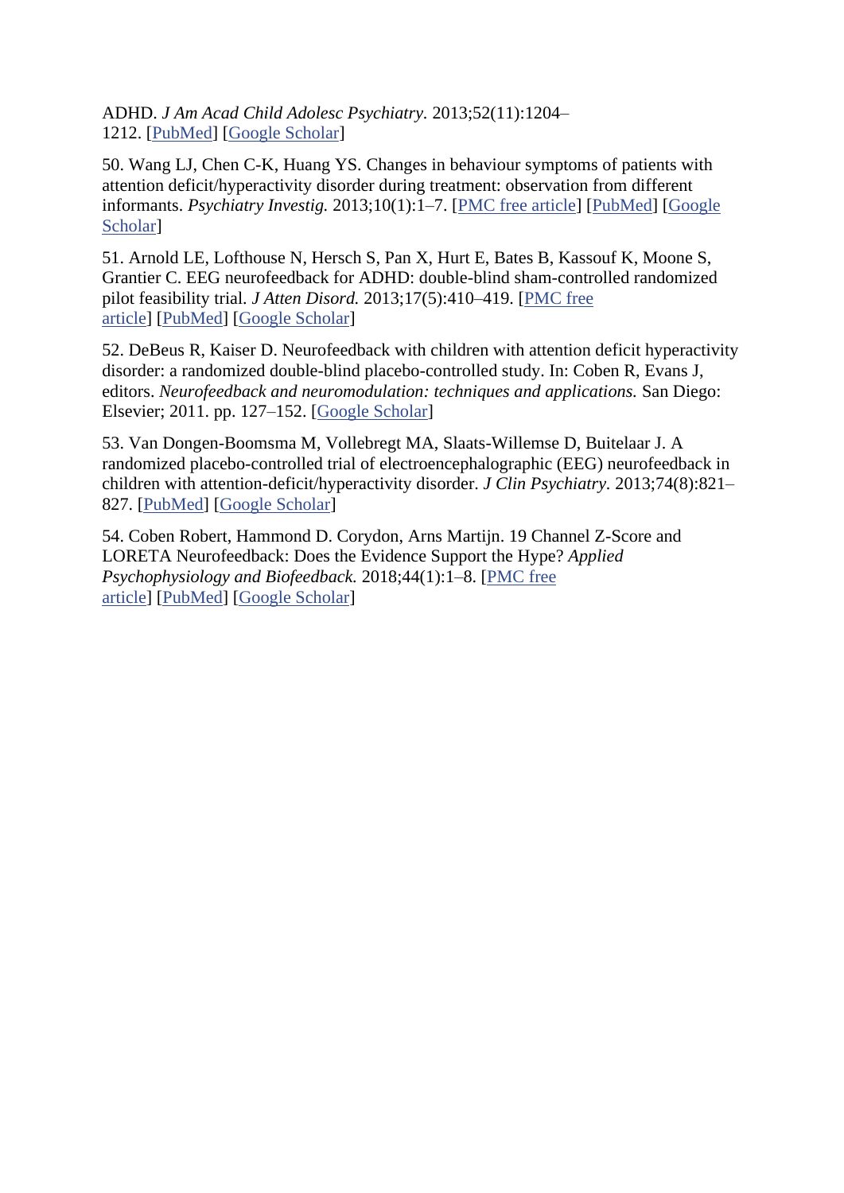ADHD. *J Am Acad Child Adolesc Psychiatry.* 2013;52(11):1204–1212. [PubMed] [Google Scholar]

50. Wang LJ, Chen C-K, Huang YS. Changes in behaviour symptoms of patients with attention deficit/hyperactivity disorder during treatment: observation from different informants. *Psychiatry Investig.* 2013;10(1):1–7. [PMC free article] [PubMed] [Google Scholar]

51. Arnold LE, Lofthouse N, Hersch S, Pan X, Hurt E, Bates B, Kassouf K, Moone S, Grantier C. EEG neurofeedback for ADHD: double-blind sham-controlled randomized pilot feasibility trial. *J Atten Disord.* 2013;17(5):410–419. [PMC free article] [PubMed] [Google Scholar]

52. DeBeus R, Kaiser D. Neurofeedback with children with attention deficit hyperactivity disorder: a randomized double-blind placebo-controlled study. In: Coben R, Evans J, editors. *Neurofeedback and neuromodulation: techniques and applications.* San Diego: Elsevier; 2011. pp. 127–152. [Google Scholar]

53. Van Dongen-Boomsma M, Vollebregt MA, Slaats-Willemse D, Buitelaar J. A randomized placebo-controlled trial of electroencephalographic (EEG) neurofeedback in children with attention-deficit/hyperactivity disorder. *J Clin Psychiatry.* 2013;74(8):821–827. [PubMed] [Google Scholar]

54. Coben Robert, Hammond D. Corydon, Arns Martijn. 19 Channel Z-Score and LORETA Neurofeedback: Does the Evidence Support the Hype? *Applied Psychophysiology and Biofeedback.* 2018;44(1):1–8. [PMC free article] [PubMed] [Google Scholar]